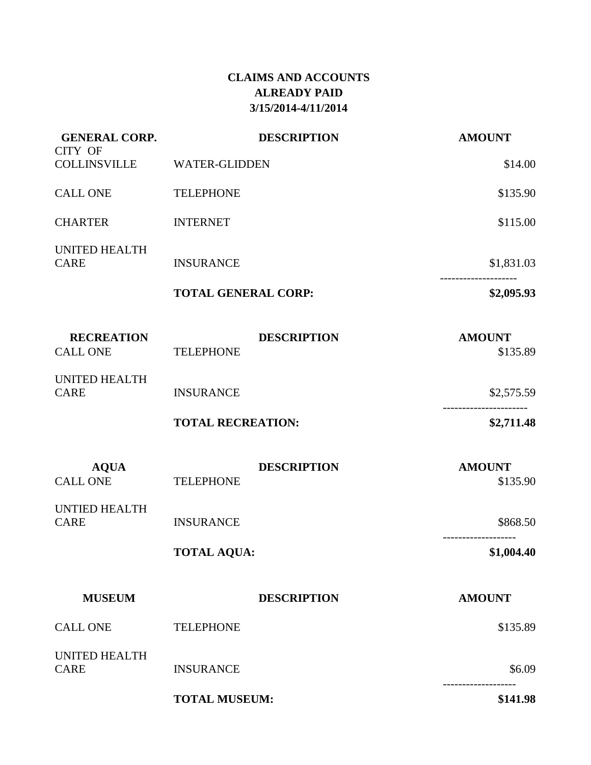# CLAIMS AND ACCOUNTS
# ALREADY PAID
# 3/15/2014-4/11/2014

| GENERAL CORP. | DESCRIPTION | AMOUNT |
|---|---|---|
| CITY OF COLLINSVILLE | WATER-GLIDDEN | $14.00 |
| CALL ONE | TELEPHONE | $135.90 |
| CHARTER | INTERNET | $115.00 |
| UNITED HEALTH CARE | INSURANCE | $1,831.03 |
| | **TOTAL GENERAL CORP:** | **$2,095.93** |

| RECREATION | DESCRIPTION | AMOUNT |
|---|---|---|
| CALL ONE | TELEPHONE | $135.89 |
| UNITED HEALTH CARE | INSURANCE | $2,575.59 |
| | **TOTAL RECREATION:** | **$2,711.48** |

| AQUA | DESCRIPTION | AMOUNT |
|---|---|---|
| CALL ONE | TELEPHONE | $135.90 |
| UNTIED HEALTH CARE | INSURANCE | $868.50 |
| | **TOTAL AQUA:** | **$1,004.40** |

| MUSEUM | DESCRIPTION | AMOUNT |
|---|---|---|
| CALL ONE | TELEPHONE | $135.89 |
| UNITED HEALTH CARE | INSURANCE | $6.09 |
| | **TOTAL MUSEUM:** | **$141.98** |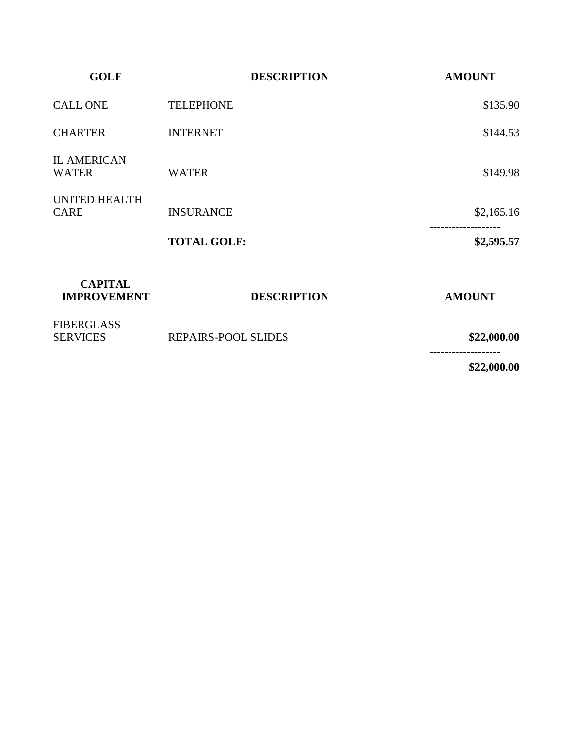| GOLF | DESCRIPTION | AMOUNT |
|---|---|---|
| CALL ONE | TELEPHONE | $135.90 |
| CHARTER | INTERNET | $144.53 |
| IL AMERICAN WATER | WATER | $149.98 |
| UNITED HEALTH CARE | INSURANCE | $2,165.16 |
| | | ------------------- |
| | **TOTAL GOLF:** | **$2,595.57** |

| CAPITAL IMPROVEMENT | DESCRIPTION | AMOUNT |
|---|---|---|
| FIBERGLASS SERVICES | REPAIRS-POOL SLIDES | **$22,000.00** |
| | | ------------------- |
| | | **$22,000.00** |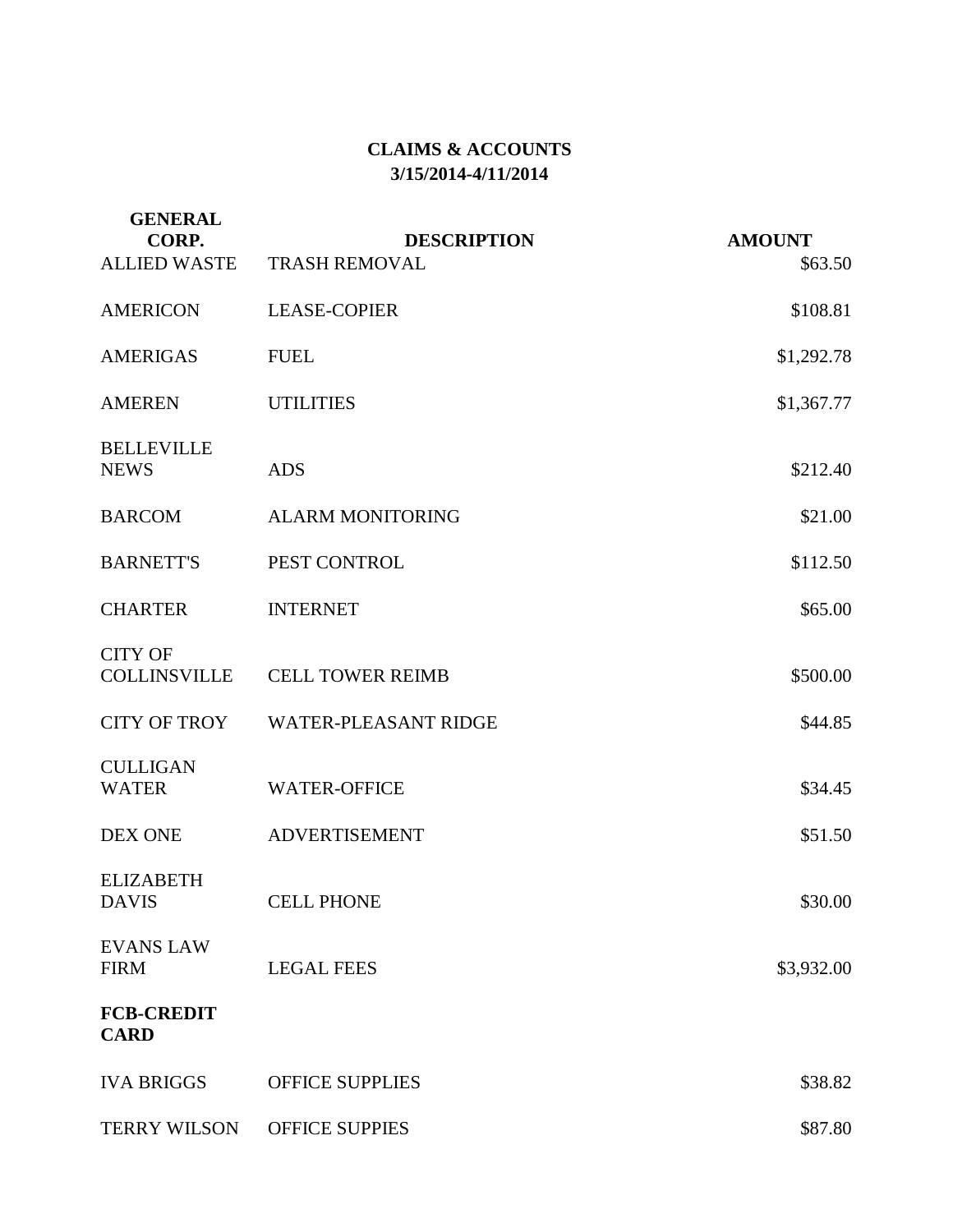# CLAIMS & ACCOUNTS
## 3/15/2014-4/11/2014

| GENERAL CORP. | DESCRIPTION | AMOUNT |
|---|---|---|
| ALLIED WASTE | TRASH REMOVAL | $63.50 |
| AMERICON | LEASE-COPIER | $108.81 |
| AMERIGAS | FUEL | $1,292.78 |
| AMEREN | UTILITIES | $1,367.77 |
| BELLEVILLE NEWS | ADS | $212.40 |
| BARCOM | ALARM MONITORING | $21.00 |
| BARNETT'S | PEST CONTROL | $112.50 |
| CHARTER | INTERNET | $65.00 |
| CITY OF COLLINSVILLE | CELL TOWER REIMB | $500.00 |
| CITY OF TROY | WATER-PLEASANT RIDGE | $44.85 |
| CULLIGAN WATER | WATER-OFFICE | $34.45 |
| DEX ONE | ADVERTISEMENT | $51.50 |
| ELIZABETH DAVIS | CELL PHONE | $30.00 |
| EVANS LAW FIRM | LEGAL FEES | $3,932.00 |
| **FCB-CREDIT CARD** | | |
| IVA BRIGGS | OFFICE SUPPLIES | $38.82 |
| TERRY WILSON | OFFICE SUPPIES | $87.80 |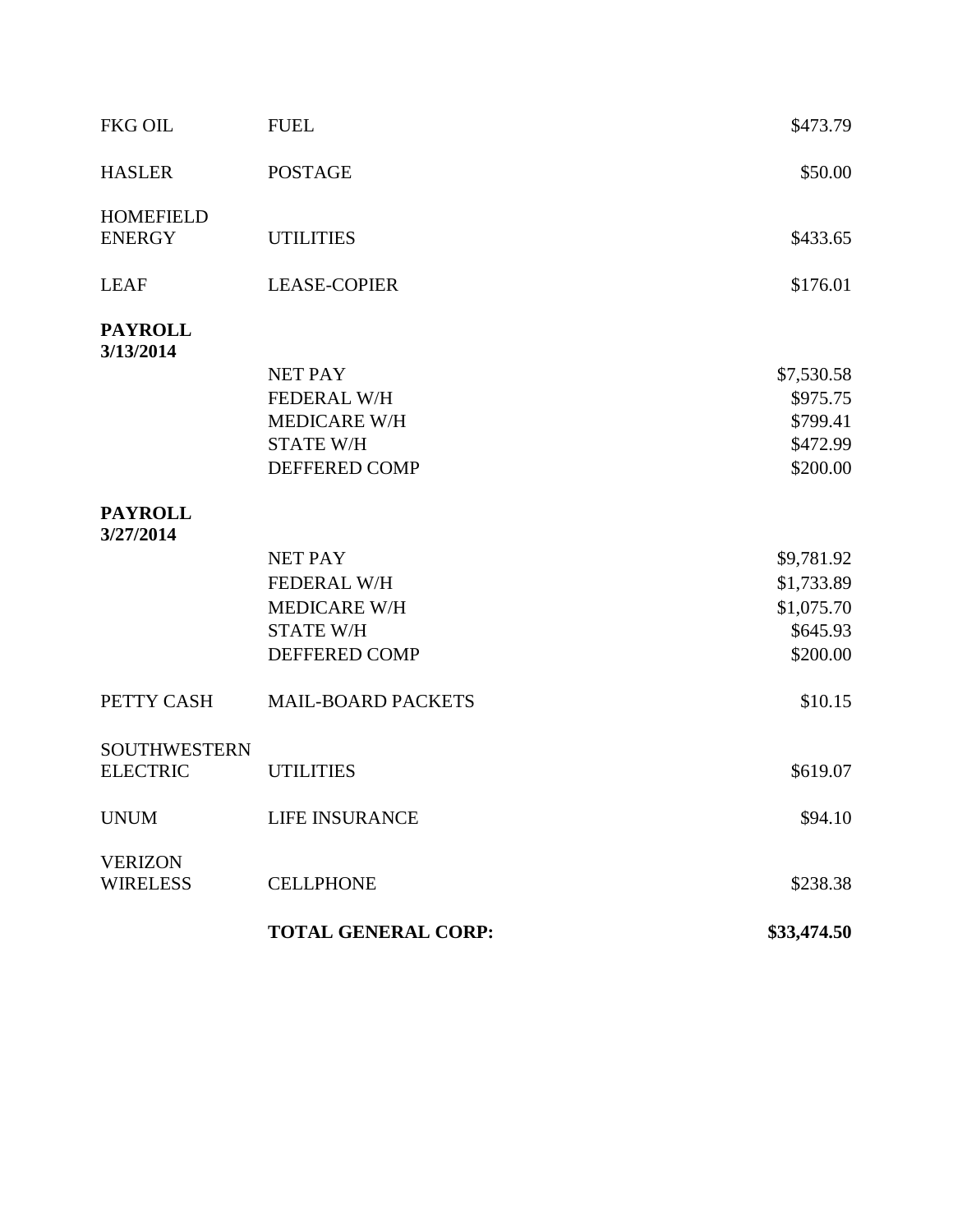| | | |
|---|---|---|
| FKG OIL | FUEL | $473.79 |
| HASLER | POSTAGE | $50.00 |
| HOMEFIELD ENERGY | UTILITIES | $433.65 |
| LEAF | LEASE-COPIER | $176.01 |
| **PAYROLL 3/13/2014** | | |
| | NET PAY | $7,530.58 |
| | FEDERAL W/H | $975.75 |
| | MEDICARE W/H | $799.41 |
| | STATE W/H | $472.99 |
| | DEFFERED COMP | $200.00 |
| **PAYROLL 3/27/2014** | | |
| | NET PAY | $9,781.92 |
| | FEDERAL W/H | $1,733.89 |
| | MEDICARE W/H | $1,075.70 |
| | STATE W/H | $645.93 |
| | DEFFERED COMP | $200.00 |
| PETTY CASH | MAIL-BOARD PACKETS | $10.15 |
| SOUTHWESTERN ELECTRIC | UTILITIES | $619.07 |
| UNUM | LIFE INSURANCE | $94.10 |
| VERIZON WIRELESS | CELLPHONE | $238.38 |
| | **TOTAL GENERAL CORP:** | **$33,474.50** |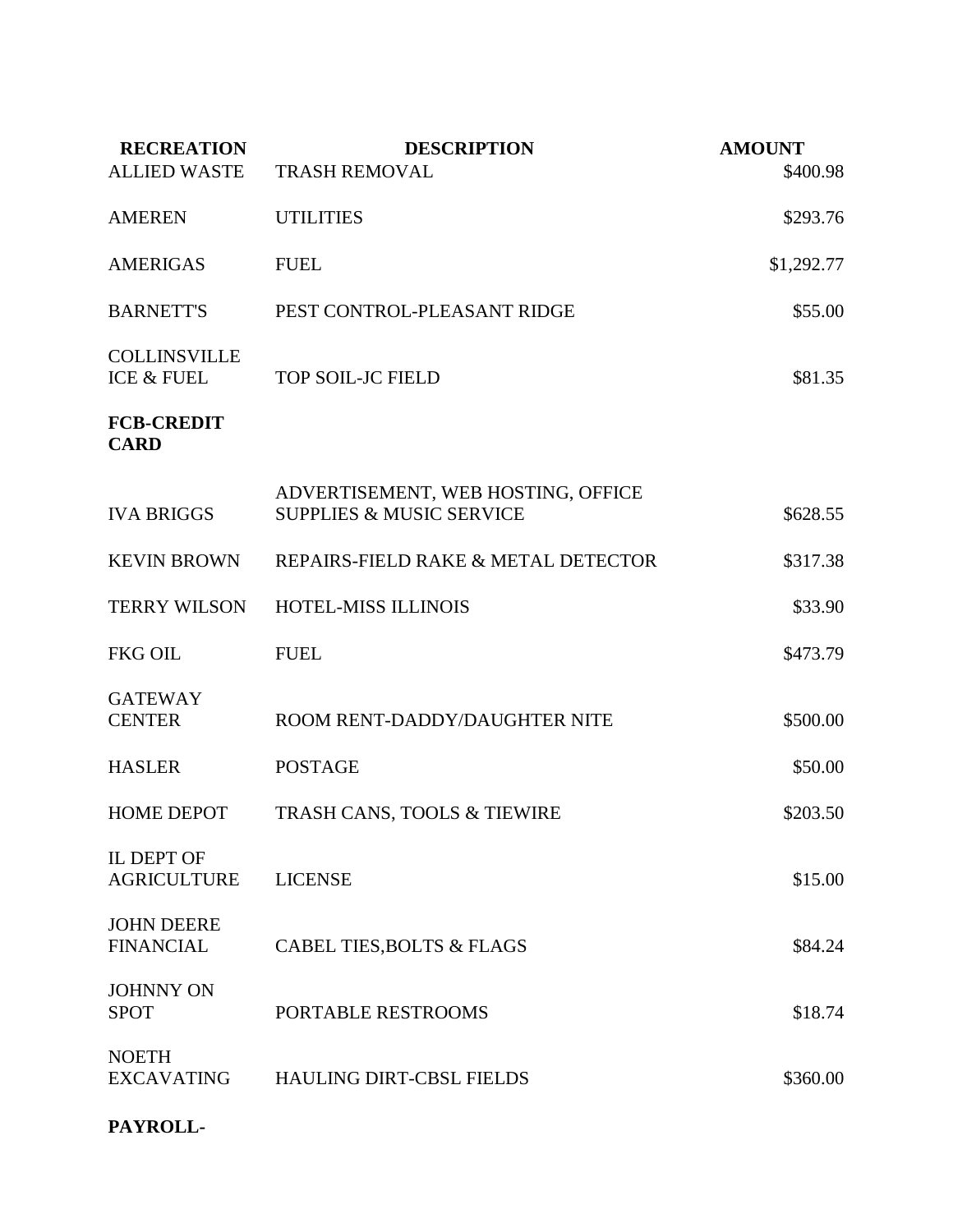| RECREATION | DESCRIPTION | AMOUNT |
|---|---|---|
| ALLIED WASTE | TRASH REMOVAL | $400.98 |
| AMEREN | UTILITIES | $293.76 |
| AMERIGAS | FUEL | $1,292.77 |
| BARNETT'S | PEST CONTROL-PLEASANT RIDGE | $55.00 |
| COLLINSVILLE ICE & FUEL | TOP SOIL-JC FIELD | $81.35 |
| **FCB-CREDIT CARD** | | |
| IVA BRIGGS | ADVERTISEMENT, WEB HOSTING, OFFICE SUPPLIES & MUSIC SERVICE | $628.55 |
| KEVIN BROWN | REPAIRS-FIELD RAKE & METAL DETECTOR | $317.38 |
| TERRY WILSON | HOTEL-MISS ILLINOIS | $33.90 |
| FKG OIL | FUEL | $473.79 |
| GATEWAY CENTER | ROOM RENT-DADDY/DAUGHTER NITE | $500.00 |
| HASLER | POSTAGE | $50.00 |
| HOME DEPOT | TRASH CANS, TOOLS & TIEWIRE | $203.50 |
| IL DEPT OF AGRICULTURE | LICENSE | $15.00 |
| JOHN DEERE FINANCIAL | CABEL TIES,BOLTS & FLAGS | $84.24 |
| JOHNNY ON SPOT | PORTABLE RESTROOMS | $18.74 |
| NOETH EXCAVATING | HAULING DIRT-CBSL FIELDS | $360.00 |
| **PAYROLL-** | | |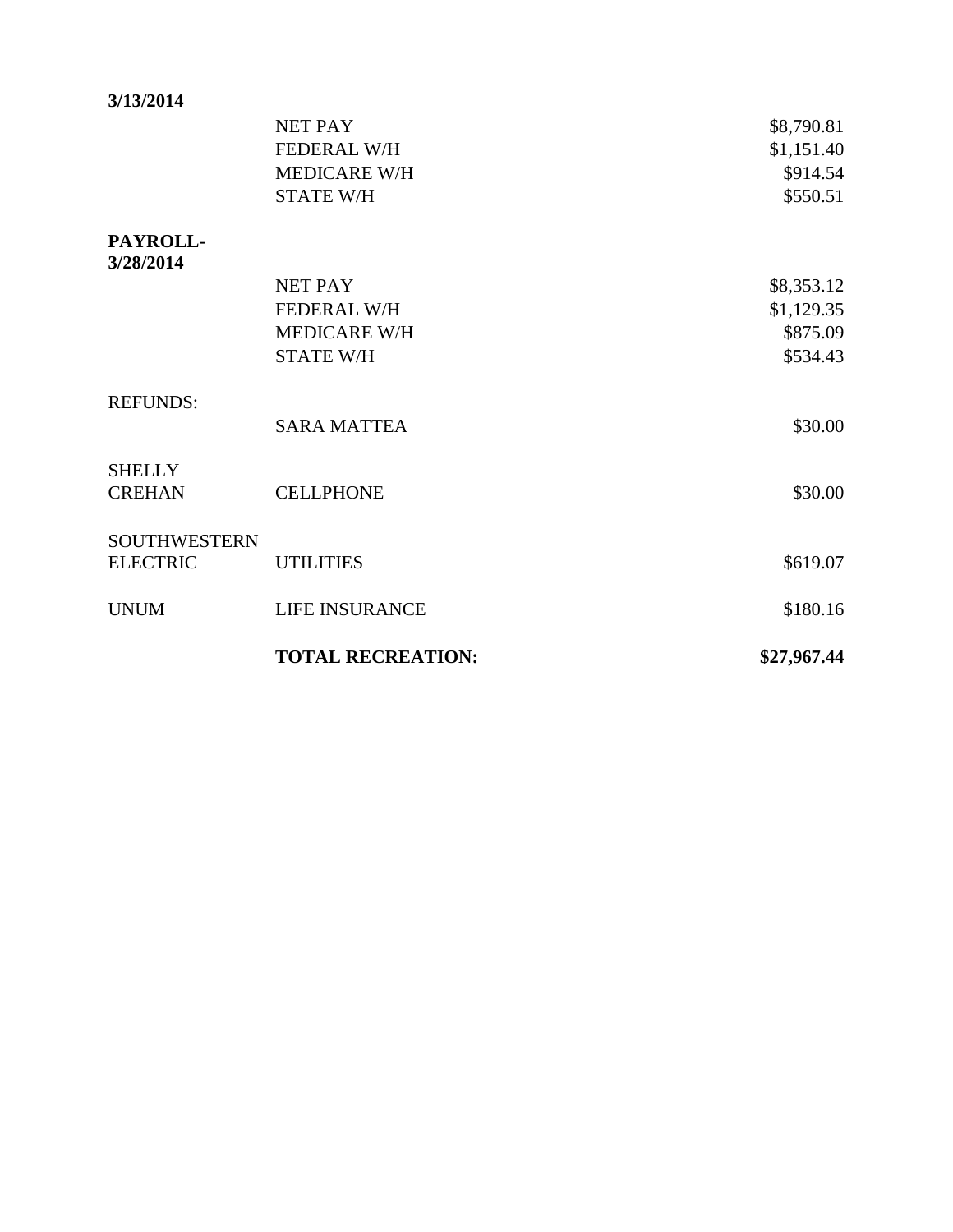| | | |
|---|---|---|
| **3/13/2014** | | |
| | NET PAY | $8,790.81 |
| | FEDERAL W/H | $1,151.40 |
| | MEDICARE W/H | $914.54 |
| | STATE W/H | $550.51 |
| **PAYROLL-3/28/2014** | | |
| | NET PAY | $8,353.12 |
| | FEDERAL W/H | $1,129.35 |
| | MEDICARE W/H | $875.09 |
| | STATE W/H | $534.43 |
| REFUNDS: | | |
| | SARA MATTEA | $30.00 |
| SHELLY CREHAN | CELLPHONE | $30.00 |
| SOUTHWESTERN ELECTRIC | UTILITIES | $619.07 |
| UNUM | LIFE INSURANCE | $180.16 |
| | **TOTAL RECREATION:** | **$27,967.44** |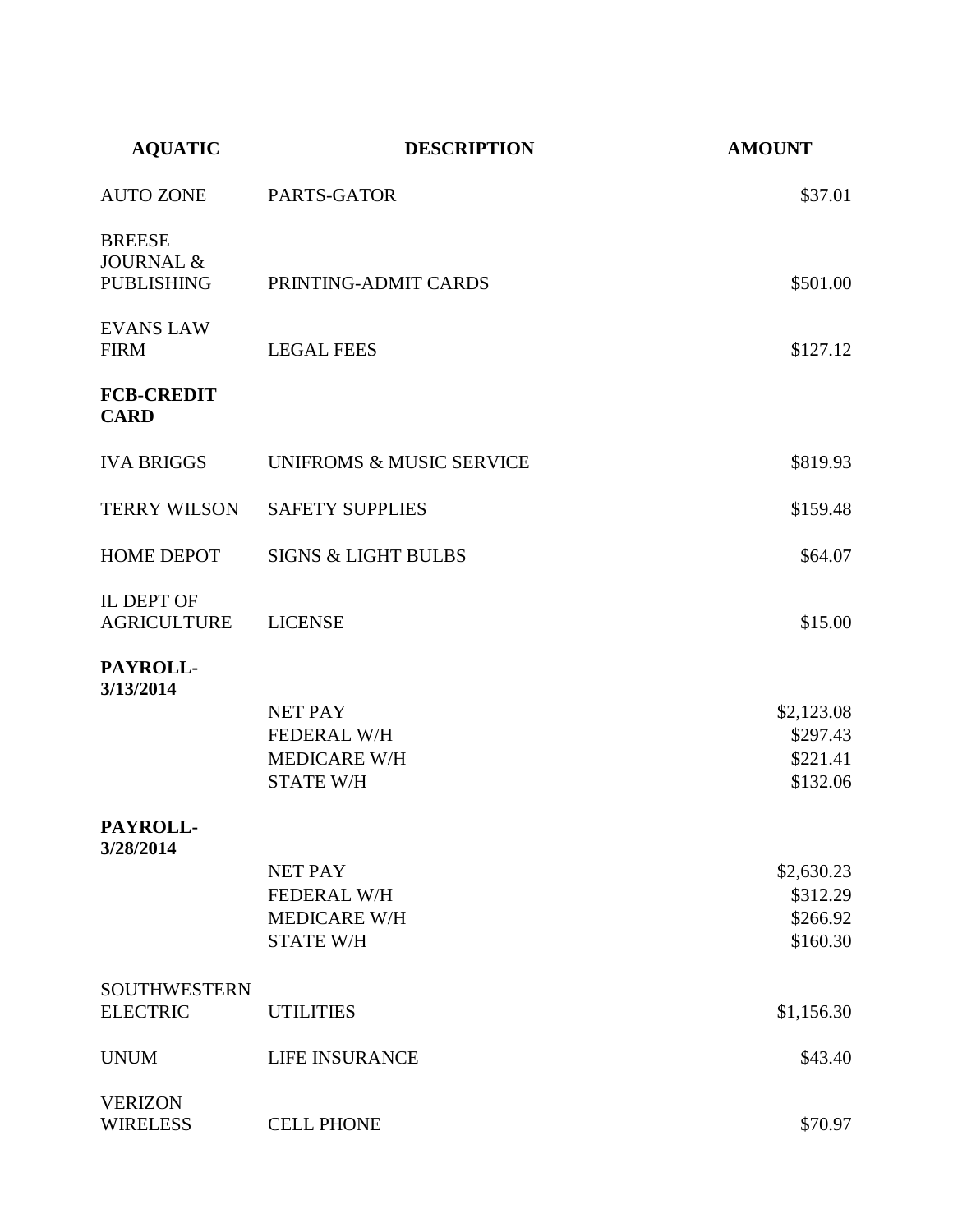| AQUATIC | DESCRIPTION | AMOUNT |
|---|---|---|
| AUTO ZONE | PARTS-GATOR | $37.01 |
| BREESE JOURNAL & PUBLISHING | PRINTING-ADMIT CARDS | $501.00 |
| EVANS LAW FIRM | LEGAL FEES | $127.12 |
| **FCB-CREDIT CARD** | | |
| IVA BRIGGS | UNIFROMS & MUSIC SERVICE | $819.93 |
| TERRY WILSON | SAFETY SUPPLIES | $159.48 |
| HOME DEPOT | SIGNS & LIGHT BULBS | $64.07 |
| IL DEPT OF AGRICULTURE | LICENSE | $15.00 |
| **PAYROLL-3/13/2014** | | |
| | NET PAY | $2,123.08 |
| | FEDERAL W/H | $297.43 |
| | MEDICARE W/H | $221.41 |
| | STATE W/H | $132.06 |
| **PAYROLL-3/28/2014** | | |
| | NET PAY | $2,630.23 |
| | FEDERAL W/H | $312.29 |
| | MEDICARE W/H | $266.92 |
| | STATE W/H | $160.30 |
| SOUTHWESTERN ELECTRIC | UTILITIES | $1,156.30 |
| UNUM | LIFE INSURANCE | $43.40 |
| VERIZON WIRELESS | CELL PHONE | $70.97 |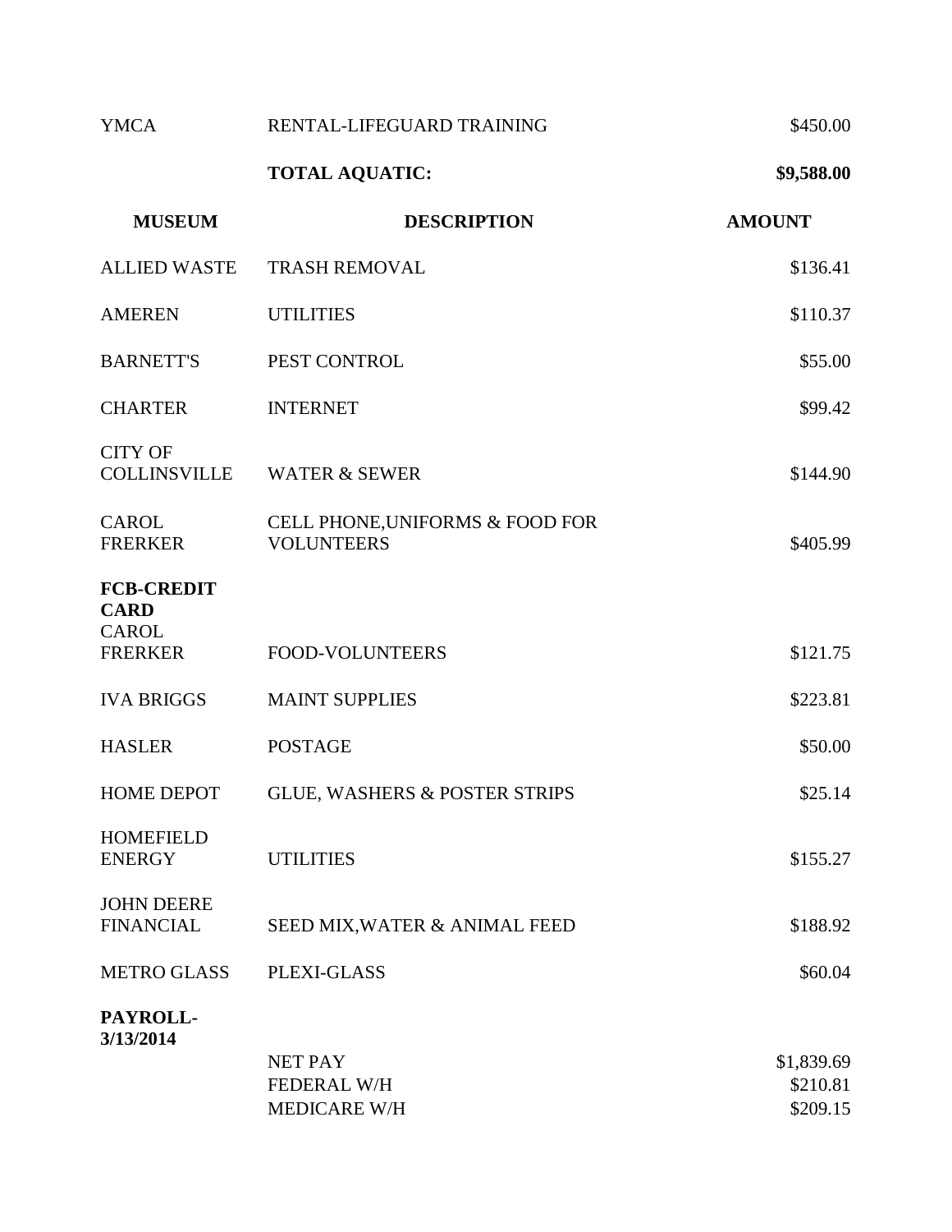| | | |
|---|---|---|
| YMCA | RENTAL-LIFEGUARD TRAINING | $450.00 |
| | **TOTAL AQUATIC:** | **$9,588.00** |

| **MUSEUM** | **DESCRIPTION** | **AMOUNT** |
|---|---|---|
| ALLIED WASTE | TRASH REMOVAL | $136.41 |
| AMEREN | UTILITIES | $110.37 |
| BARNETT'S | PEST CONTROL | $55.00 |
| CHARTER | INTERNET | $99.42 |
| CITY OF COLLINSVILLE | WATER & SEWER | $144.90 |
| CAROL FRERKER | CELL PHONE,UNIFORMS & FOOD FOR VOLUNTEERS | $405.99 |
| **FCB-CREDIT CARD** | | |
| CAROL FRERKER | FOOD-VOLUNTEERS | $121.75 |
| IVA BRIGGS | MAINT SUPPLIES | $223.81 |
| HASLER | POSTAGE | $50.00 |
| HOME DEPOT | GLUE, WASHERS & POSTER STRIPS | $25.14 |
| HOMEFIELD ENERGY | UTILITIES | $155.27 |
| JOHN DEERE FINANCIAL | SEED MIX,WATER & ANIMAL FEED | $188.92 |
| METRO GLASS | PLEXI-GLASS | $60.04 |
| **PAYROLL-3/13/2014** | | |
| | NET PAY | $1,839.69 |
| | FEDERAL W/H | $210.81 |
| | MEDICARE W/H | $209.15 |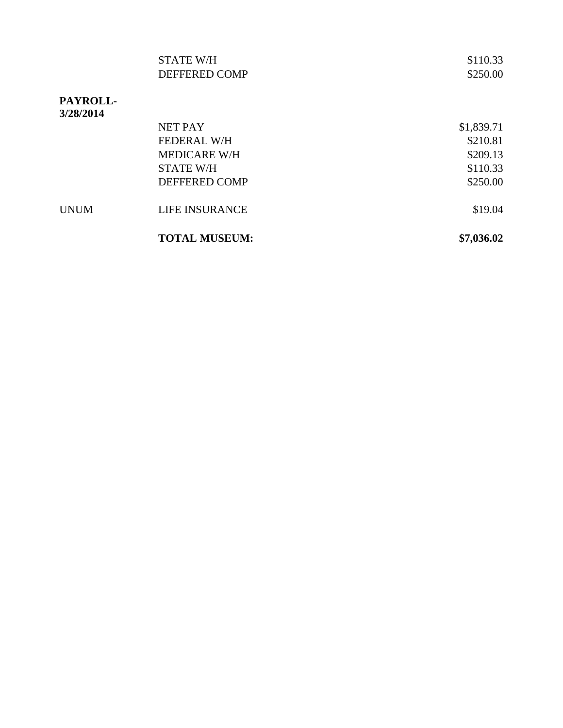| | | |
|---|---|---|
| | STATE W/H | $110.33 |
| | DEFFERED COMP | $250.00 |
| **PAYROLL-3/28/2014** | | |
| | NET PAY | $1,839.71 |
| | FEDERAL W/H | $210.81 |
| | MEDICARE W/H | $209.13 |
| | STATE W/H | $110.33 |
| | DEFFERED COMP | $250.00 |
| UNUM | LIFE INSURANCE | $19.04 |
| | **TOTAL MUSEUM:** | **$7,036.02** |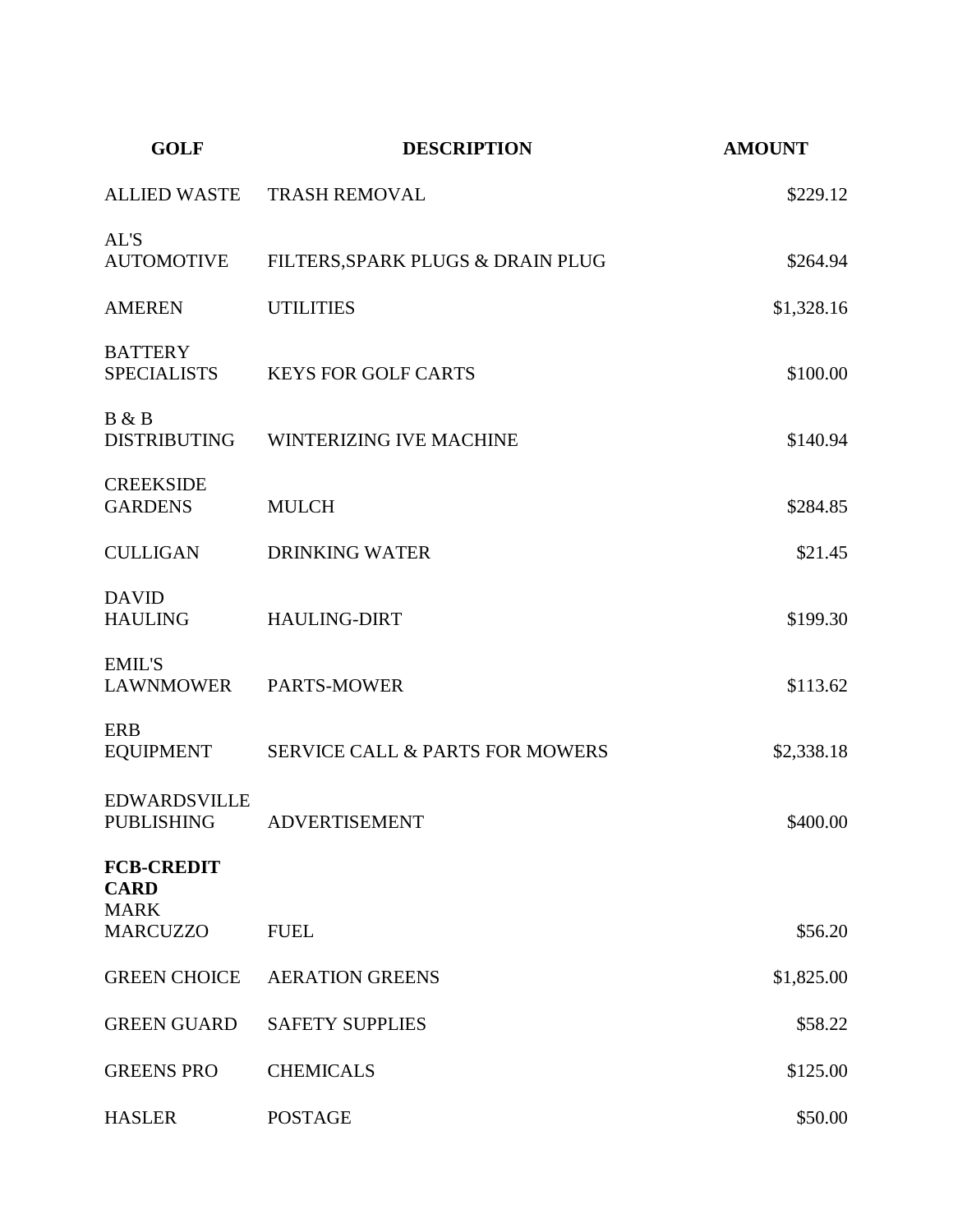| GOLF | DESCRIPTION | AMOUNT |
|---|---|---|
| ALLIED WASTE | TRASH REMOVAL | $229.12 |
| AL'S AUTOMOTIVE | FILTERS,SPARK PLUGS & DRAIN PLUG | $264.94 |
| AMEREN | UTILITIES | $1,328.16 |
| BATTERY SPECIALISTS | KEYS FOR GOLF CARTS | $100.00 |
| B & B DISTRIBUTING | WINTERIZING IVE MACHINE | $140.94 |
| CREEKSIDE GARDENS | MULCH | $284.85 |
| CULLIGAN | DRINKING WATER | $21.45 |
| DAVID HAULING | HAULING-DIRT | $199.30 |
| EMIL'S LAWNMOWER | PARTS-MOWER | $113.62 |
| ERB EQUIPMENT | SERVICE CALL & PARTS FOR MOWERS | $2,338.18 |
| EDWARDSVILLE PUBLISHING | ADVERTISEMENT | $400.00 |
| **FCB-CREDIT CARD** | | |
| MARK MARCUZZO | FUEL | $56.20 |
| GREEN CHOICE | AERATION GREENS | $1,825.00 |
| GREEN GUARD | SAFETY SUPPLIES | $58.22 |
| GREENS PRO | CHEMICALS | $125.00 |
| HASLER | POSTAGE | $50.00 |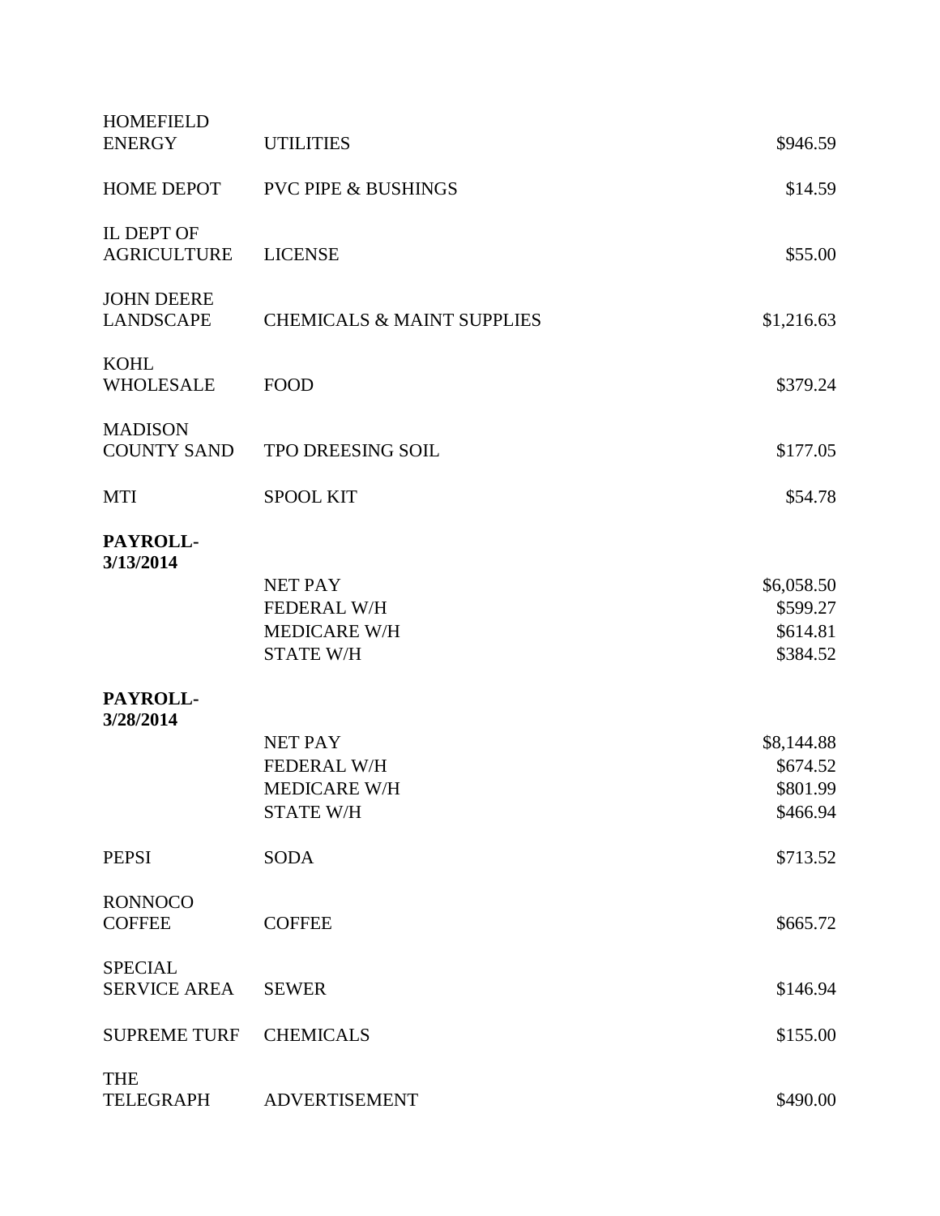| | | |
|---|---|---|
| HOMEFIELD ENERGY | UTILITIES | $946.59 |
| HOME DEPOT | PVC PIPE & BUSHINGS | $14.59 |
| IL DEPT OF AGRICULTURE | LICENSE | $55.00 |
| JOHN DEERE LANDSCAPE | CHEMICALS & MAINT SUPPLIES | $1,216.63 |
| KOHL WHOLESALE | FOOD | $379.24 |
| MADISON COUNTY SAND | TPO DREESING SOIL | $177.05 |
| MTI | SPOOL KIT | $54.78 |
| **PAYROLL-3/13/2014** | | |
| | NET PAY | $6,058.50 |
| | FEDERAL W/H | $599.27 |
| | MEDICARE W/H | $614.81 |
| | STATE W/H | $384.52 |
| **PAYROLL-3/28/2014** | | |
| | NET PAY | $8,144.88 |
| | FEDERAL W/H | $674.52 |
| | MEDICARE W/H | $801.99 |
| | STATE W/H | $466.94 |
| PEPSI | SODA | $713.52 |
| RONNOCO COFFEE | COFFEE | $665.72 |
| SPECIAL SERVICE AREA | SEWER | $146.94 |
| SUPREME TURF | CHEMICALS | $155.00 |
| THE TELEGRAPH | ADVERTISEMENT | $490.00 |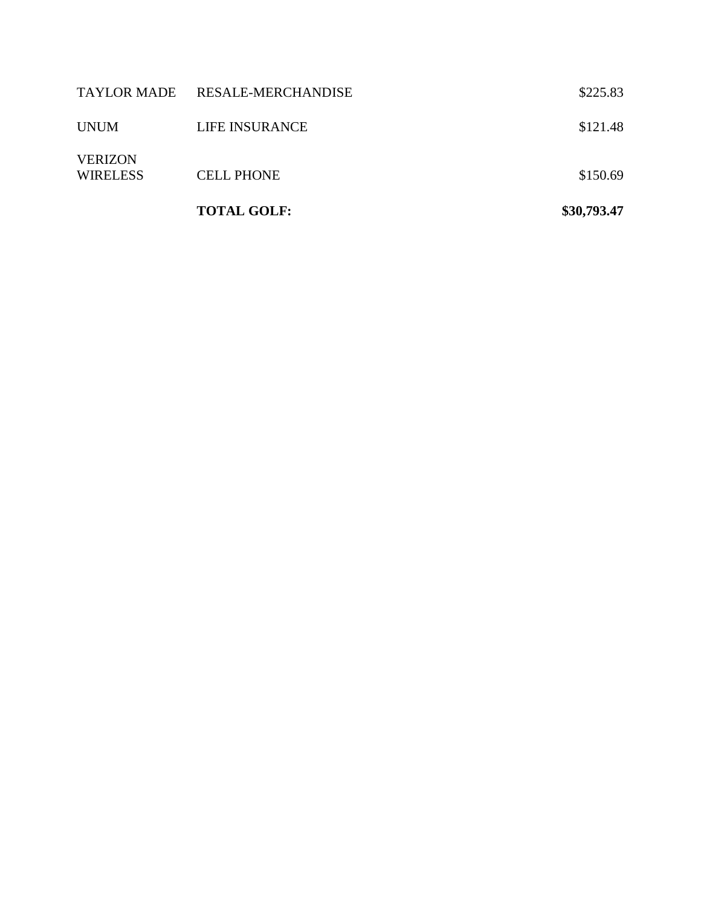| | | |
|---|---|---|
| TAYLOR MADE | RESALE-MERCHANDISE | $225.83 |
| UNUM | LIFE INSURANCE | $121.48 |
| VERIZON WIRELESS | CELL PHONE | $150.69 |
| | **TOTAL GOLF:** | **$30,793.47** |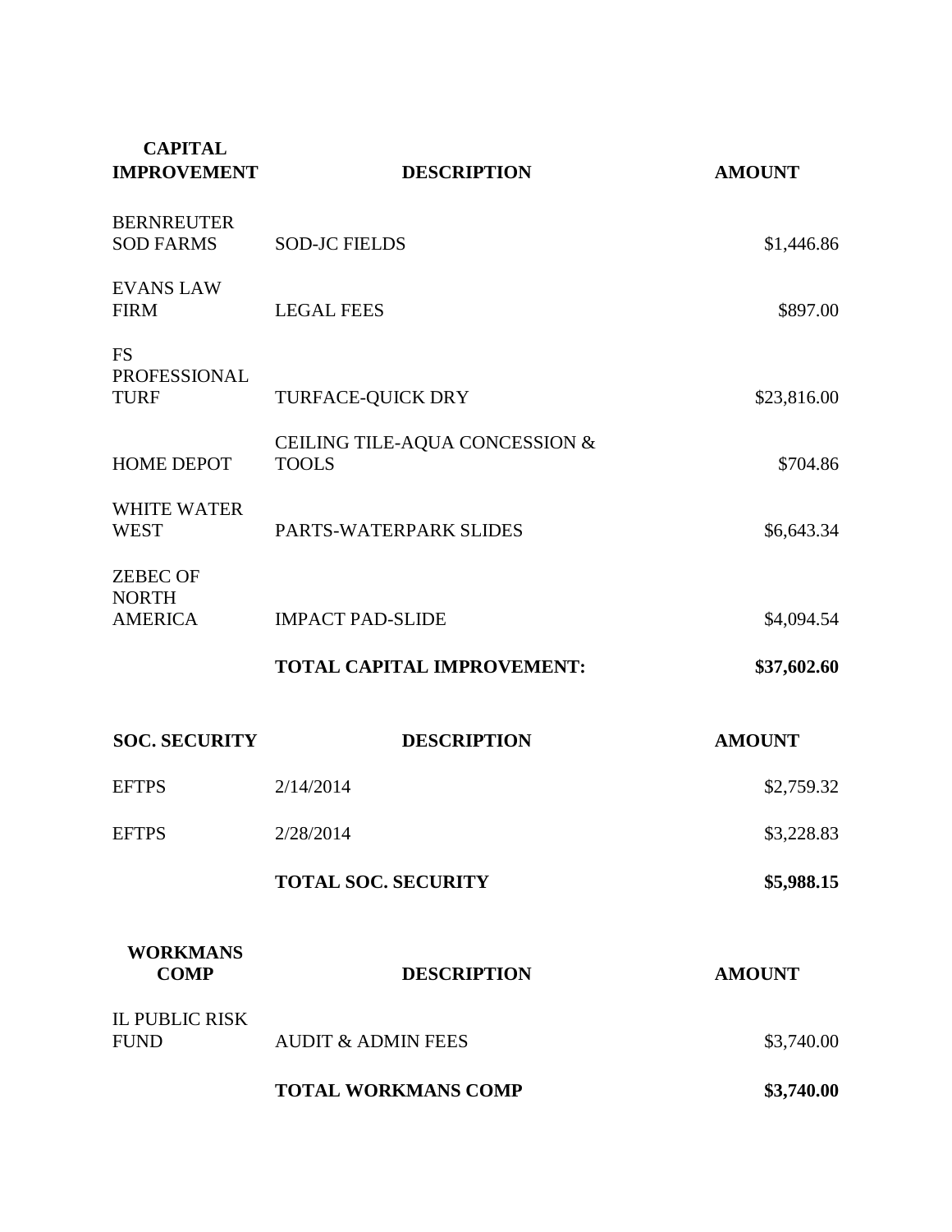| CAPITAL IMPROVEMENT | DESCRIPTION | AMOUNT |
|---|---|---|
| BERNREUTER SOD FARMS | SOD-JC FIELDS | $1,446.86 |
| EVANS LAW FIRM | LEGAL FEES | $897.00 |
| FS PROFESSIONAL TURF | TURFACE-QUICK DRY | $23,816.00 |
| HOME DEPOT | CEILING TILE-AQUA CONCESSION & TOOLS | $704.86 |
| WHITE WATER WEST | PARTS-WATERPARK SLIDES | $6,643.34 |
| ZEBEC OF NORTH AMERICA | IMPACT PAD-SLIDE | $4,094.54 |
| | **TOTAL CAPITAL IMPROVEMENT:** | **$37,602.60** |

| SOC. SECURITY | DESCRIPTION | AMOUNT |
|---|---|---|
| EFTPS | 2/14/2014 | $2,759.32 |
| EFTPS | 2/28/2014 | $3,228.83 |
| | **TOTAL SOC. SECURITY** | **$5,988.15** |

| WORKMANS COMP | DESCRIPTION | AMOUNT |
|---|---|---|
| IL PUBLIC RISK FUND | AUDIT & ADMIN FEES | $3,740.00 |
| | **TOTAL WORKMANS COMP** | **$3,740.00** |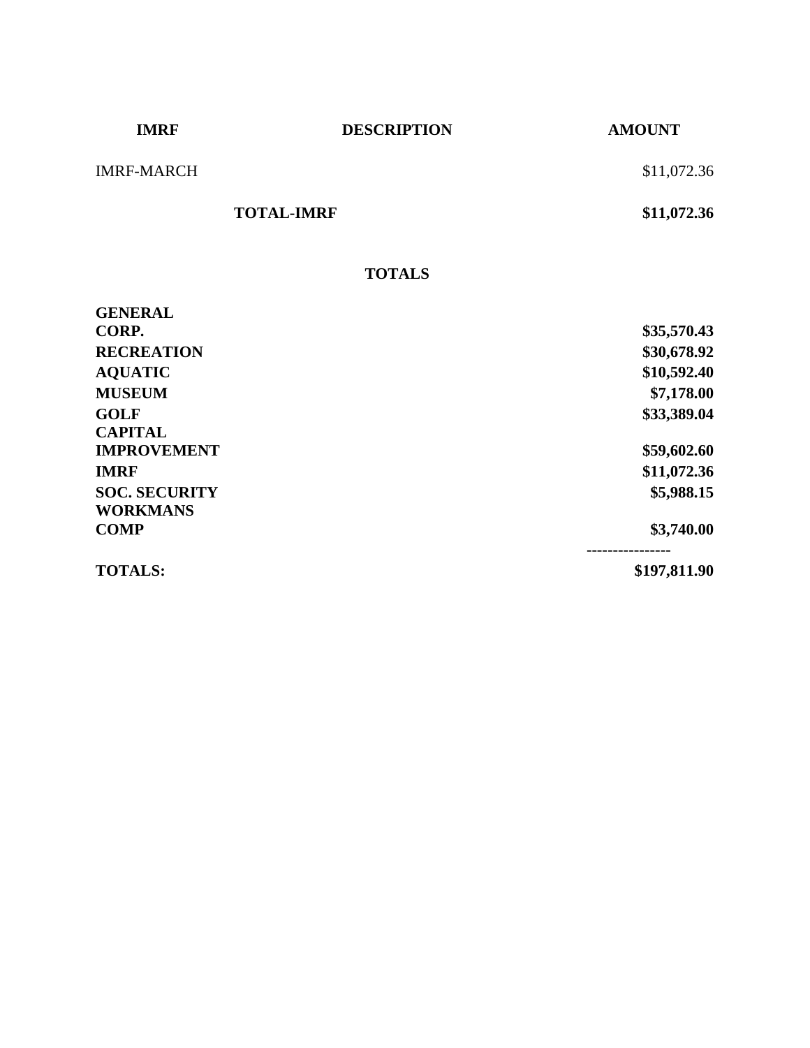| IMRF | DESCRIPTION | AMOUNT |
|---|---|---|
| IMRF-MARCH | | $11,072.36 |
| | **TOTAL-IMRF** | **$11,072.36** |

## TOTALS

| | |
|---|---|
| **GENERAL CORP.** | **$35,570.43** |
| **RECREATION** | **$30,678.92** |
| **AQUATIC** | **$10,592.40** |
| **MUSEUM** | **$7,178.00** |
| **GOLF** | **$33,389.04** |
| **CAPITAL IMPROVEMENT** | **$59,602.60** |
| **IMRF** | **$11,072.36** |
| **SOC. SECURITY** | **$5,988.15** |
| **WORKMANS COMP** | **$3,740.00** |
| | ---------------- |
| **TOTALS:** | **$197,811.90** |